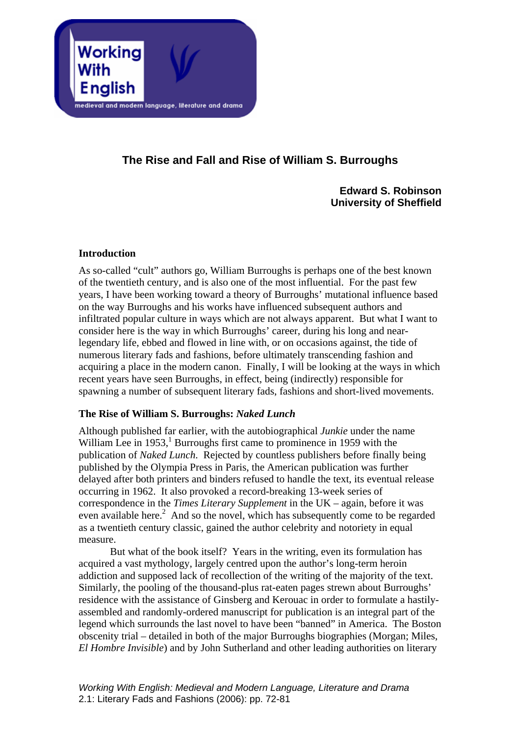# The Rise and Fall and Rise of William S. Burroughs

**Edward S. Robinson**
**University of Sheffield**

## Introduction

As so-called "cult" authors go, William Burroughs is perhaps one of the best known of the twentieth century, and is also one of the most influential. For the past few years, I have been working toward a theory of Burroughs' mutational influence based on the way Burroughs and his works have influenced subsequent authors and infiltrated popular culture in ways which are not always apparent. But what I want to consider here is the way in which Burroughs' career, during his long and near-legendary life, ebbed and flowed in line with, or on occasions against, the tide of numerous literary fads and fashions, before ultimately transcending fashion and acquiring a place in the modern canon. Finally, I will be looking at the ways in which recent years have seen Burroughs, in effect, being (indirectly) responsible for spawning a number of subsequent literary fads, fashions and short-lived movements.

## The Rise of William S. Burroughs: *Naked Lunch*

Although published far earlier, with the autobiographical *Junkie* under the name William Lee in 1953,[1] Burroughs first came to prominence in 1959 with the publication of *Naked Lunch*. Rejected by countless publishers before finally being published by the Olympia Press in Paris, the American publication was further delayed after both printers and binders refused to handle the text, its eventual release occurring in 1962. It also provoked a record-breaking 13-week series of correspondence in the *Times Literary Supplement* in the UK – again, before it was even available here.[2] And so the novel, which has subsequently come to be regarded as a twentieth century classic, gained the author celebrity and notoriety in equal measure.

But what of the book itself? Years in the writing, even its formulation has acquired a vast mythology, largely centred upon the author's long-term heroin addiction and supposed lack of recollection of the writing of the majority of the text. Similarly, the pooling of the thousand-plus rat-eaten pages strewn about Burroughs' residence with the assistance of Ginsberg and Kerouac in order to formulate a hastily-assembled and randomly-ordered manuscript for publication is an integral part of the legend which surrounds the last novel to have been "banned" in America. The Boston obscenity trial – detailed in both of the major Burroughs biographies (Morgan; Miles, *El Hombre Invisible*) and by John Sutherland and other leading authorities on literary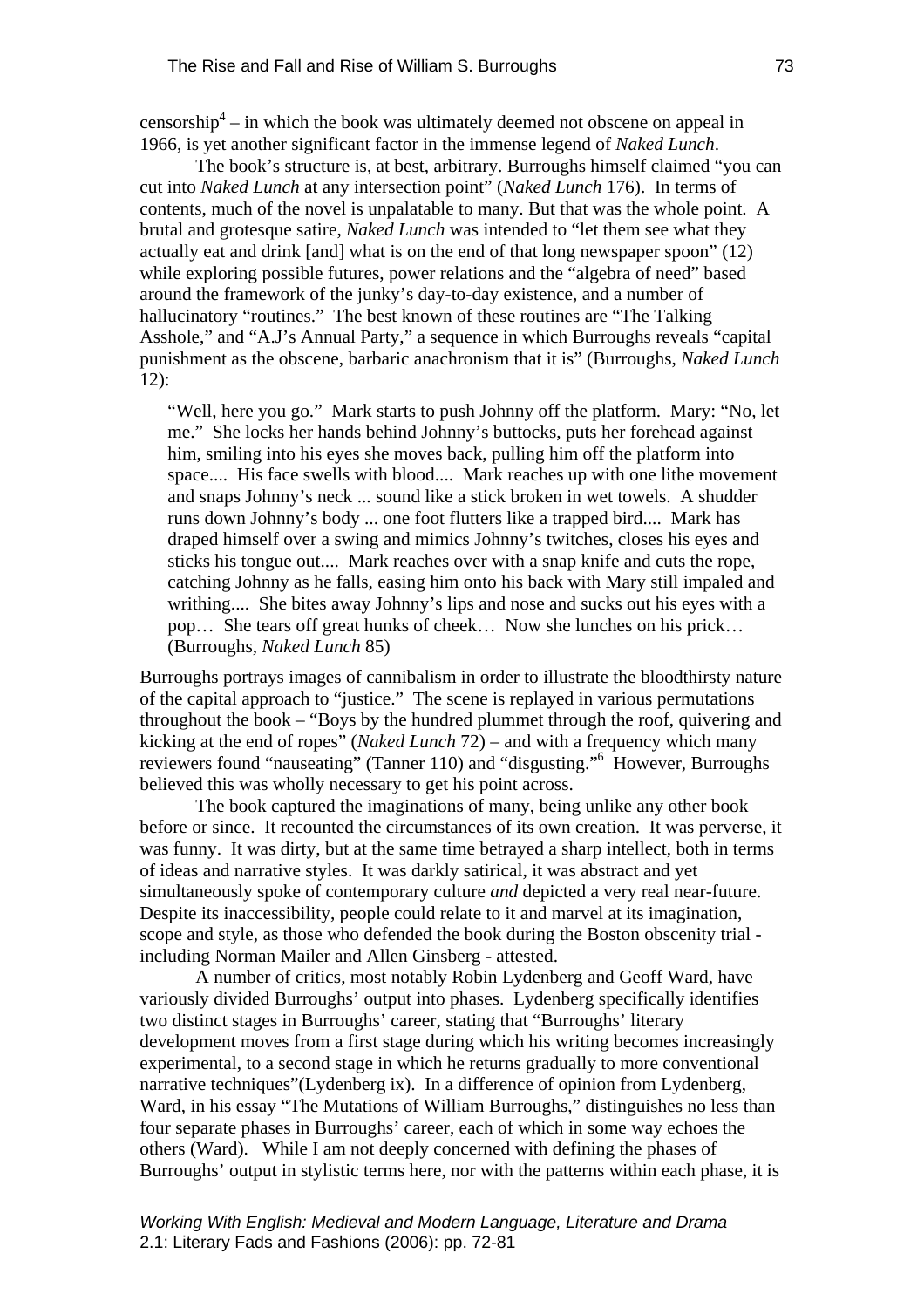censorship[4] – in which the book was ultimately deemed not obscene on appeal in 1966, is yet another significant factor in the immense legend of *Naked Lunch*.

The book's structure is, at best, arbitrary. Burroughs himself claimed "you can cut into *Naked Lunch* at any intersection point" (*Naked Lunch* 176). In terms of contents, much of the novel is unpalatable to many. But that was the whole point. A brutal and grotesque satire, *Naked Lunch* was intended to "let them see what they actually eat and drink [and] what is on the end of that long newspaper spoon" (12) while exploring possible futures, power relations and the "algebra of need" based around the framework of the junky's day-to-day existence, and a number of hallucinatory "routines." The best known of these routines are "The Talking Asshole," and "A.J's Annual Party," a sequence in which Burroughs reveals "capital punishment as the obscene, barbaric anachronism that it is" (Burroughs, *Naked Lunch* 12):

> "Well, here you go." Mark starts to push Johnny off the platform. Mary: "No, let me." She locks her hands behind Johnny's buttocks, puts her forehead against him, smiling into his eyes she moves back, pulling him off the platform into space.... His face swells with blood.... Mark reaches up with one lithe movement and snaps Johnny's neck ... sound like a stick broken in wet towels. A shudder runs down Johnny's body ... one foot flutters like a trapped bird.... Mark has draped himself over a swing and mimics Johnny's twitches, closes his eyes and sticks his tongue out.... Mark reaches over with a snap knife and cuts the rope, catching Johnny as he falls, easing him onto his back with Mary still impaled and writhing.... She bites away Johnny's lips and nose and sucks out his eyes with a pop… She tears off great hunks of cheek… Now she lunches on his prick… (Burroughs, *Naked Lunch* 85)

Burroughs portrays images of cannibalism in order to illustrate the bloodthirsty nature of the capital approach to "justice." The scene is replayed in various permutations throughout the book – "Boys by the hundred plummet through the roof, quivering and kicking at the end of ropes" (*Naked Lunch* 72) – and with a frequency which many reviewers found "nauseating" (Tanner 110) and "disgusting."[6] However, Burroughs believed this was wholly necessary to get his point across.

The book captured the imaginations of many, being unlike any other book before or since. It recounted the circumstances of its own creation. It was perverse, it was funny. It was dirty, but at the same time betrayed a sharp intellect, both in terms of ideas and narrative styles. It was darkly satirical, it was abstract and yet simultaneously spoke of contemporary culture *and* depicted a very real near-future. Despite its inaccessibility, people could relate to it and marvel at its imagination, scope and style, as those who defended the book during the Boston obscenity trial - including Norman Mailer and Allen Ginsberg - attested.

A number of critics, most notably Robin Lydenberg and Geoff Ward, have variously divided Burroughs' output into phases. Lydenberg specifically identifies two distinct stages in Burroughs' career, stating that "Burroughs' literary development moves from a first stage during which his writing becomes increasingly experimental, to a second stage in which he returns gradually to more conventional narrative techniques"(Lydenberg ix). In a difference of opinion from Lydenberg, Ward, in his essay "The Mutations of William Burroughs," distinguishes no less than four separate phases in Burroughs' career, each of which in some way echoes the others (Ward). While I am not deeply concerned with defining the phases of Burroughs' output in stylistic terms here, nor with the patterns within each phase, it is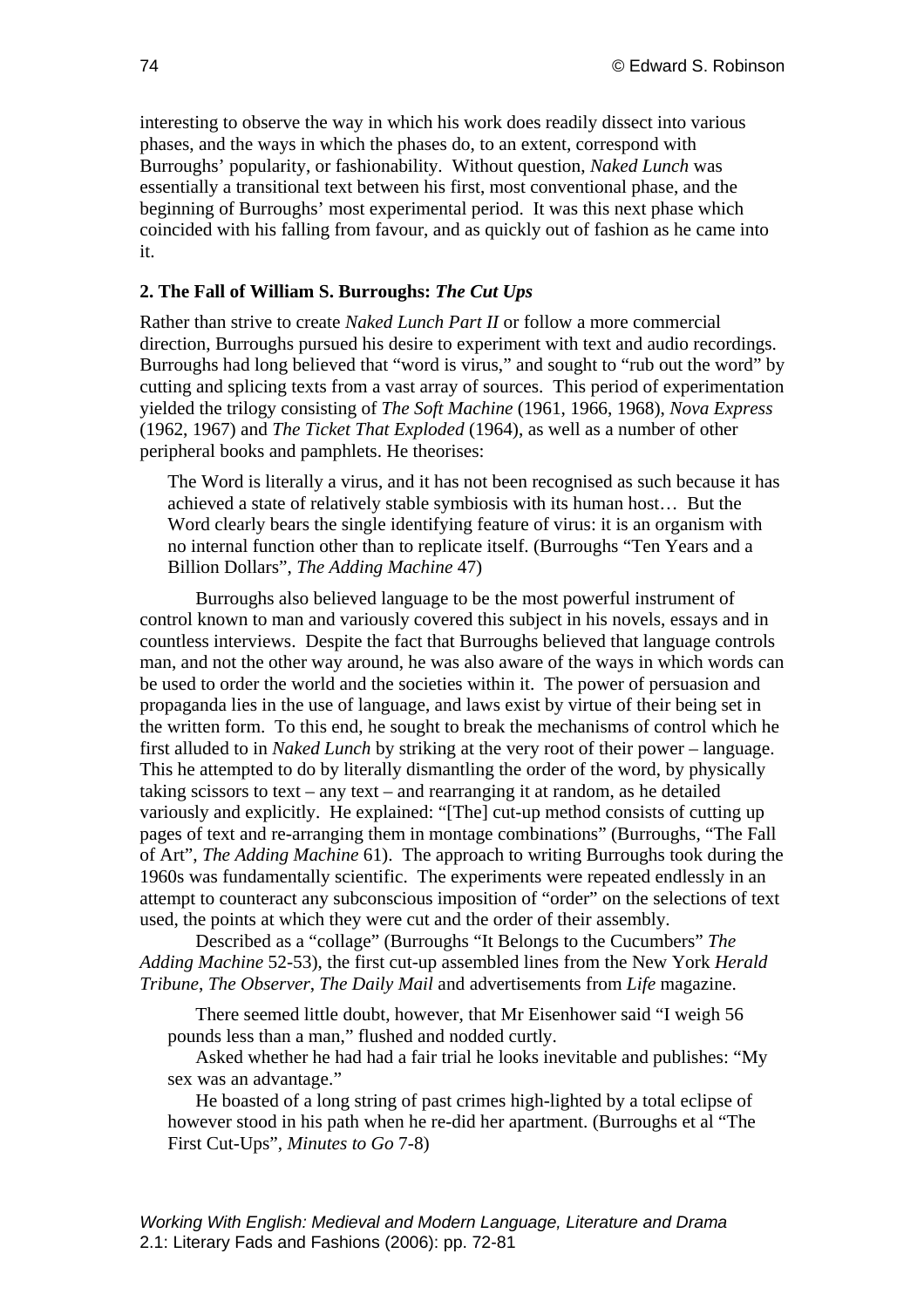interesting to observe the way in which his work does readily dissect into various phases, and the ways in which the phases do, to an extent, correspond with Burroughs' popularity, or fashionability. Without question, *Naked Lunch* was essentially a transitional text between his first, most conventional phase, and the beginning of Burroughs' most experimental period. It was this next phase which coincided with his falling from favour, and as quickly out of fashion as he came into it.

### 2. The Fall of William S. Burroughs: *The Cut Ups*

Rather than strive to create *Naked Lunch Part II* or follow a more commercial direction, Burroughs pursued his desire to experiment with text and audio recordings. Burroughs had long believed that "word is virus," and sought to "rub out the word" by cutting and splicing texts from a vast array of sources. This period of experimentation yielded the trilogy consisting of *The Soft Machine* (1961, 1966, 1968), *Nova Express* (1962, 1967) and *The Ticket That Exploded* (1964), as well as a number of other peripheral books and pamphlets. He theorises:

> The Word is literally a virus, and it has not been recognised as such because it has achieved a state of relatively stable symbiosis with its human host… But the Word clearly bears the single identifying feature of virus: it is an organism with no internal function other than to replicate itself. (Burroughs "Ten Years and a Billion Dollars", *The Adding Machine* 47)

Burroughs also believed language to be the most powerful instrument of control known to man and variously covered this subject in his novels, essays and in countless interviews. Despite the fact that Burroughs believed that language controls man, and not the other way around, he was also aware of the ways in which words can be used to order the world and the societies within it. The power of persuasion and propaganda lies in the use of language, and laws exist by virtue of their being set in the written form. To this end, he sought to break the mechanisms of control which he first alluded to in *Naked Lunch* by striking at the very root of their power – language. This he attempted to do by literally dismantling the order of the word, by physically taking scissors to text – any text – and rearranging it at random, as he detailed variously and explicitly. He explained: "[The] cut-up method consists of cutting up pages of text and re-arranging them in montage combinations" (Burroughs, "The Fall of Art", *The Adding Machine* 61). The approach to writing Burroughs took during the 1960s was fundamentally scientific. The experiments were repeated endlessly in an attempt to counteract any subconscious imposition of "order" on the selections of text used, the points at which they were cut and the order of their assembly.

Described as a "collage" (Burroughs "It Belongs to the Cucumbers" *The Adding Machine* 52-53), the first cut-up assembled lines from the New York *Herald Tribune*, *The Observer*, *The Daily Mail* and advertisements from *Life* magazine.

> There seemed little doubt, however, that Mr Eisenhower said "I weigh 56 pounds less than a man," flushed and nodded curtly.
>
> Asked whether he had had a fair trial he looks inevitable and publishes: "My sex was an advantage."
>
> He boasted of a long string of past crimes high-lighted by a total eclipse of however stood in his path when he re-did her apartment. (Burroughs et al "The First Cut-Ups", *Minutes to Go* 7-8)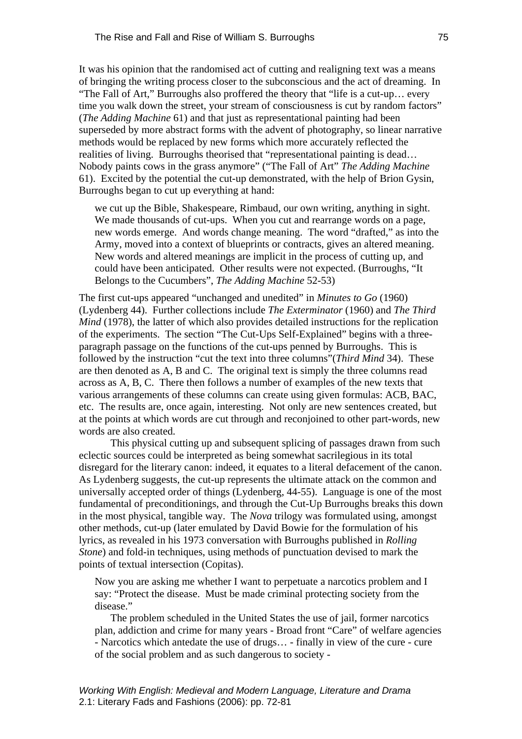It was his opinion that the randomised act of cutting and realigning text was a means of bringing the writing process closer to the subconscious and the act of dreaming. In "The Fall of Art," Burroughs also proffered the theory that "life is a cut-up… every time you walk down the street, your stream of consciousness is cut by random factors" (*The Adding Machine* 61) and that just as representational painting had been superseded by more abstract forms with the advent of photography, so linear narrative methods would be replaced by new forms which more accurately reflected the realities of living. Burroughs theorised that "representational painting is dead… Nobody paints cows in the grass anymore" ("The Fall of Art" *The Adding Machine* 61). Excited by the potential the cut-up demonstrated, with the help of Brion Gysin, Burroughs began to cut up everything at hand:

> we cut up the Bible, Shakespeare, Rimbaud, our own writing, anything in sight. We made thousands of cut-ups. When you cut and rearrange words on a page, new words emerge. And words change meaning. The word "drafted," as into the Army, moved into a context of blueprints or contracts, gives an altered meaning. New words and altered meanings are implicit in the process of cutting up, and could have been anticipated. Other results were not expected. (Burroughs, "It Belongs to the Cucumbers", *The Adding Machine* 52-53)

The first cut-ups appeared "unchanged and unedited" in *Minutes to Go* (1960) (Lydenberg 44). Further collections include *The Exterminator* (1960) and *The Third Mind* (1978), the latter of which also provides detailed instructions for the replication of the experiments. The section "The Cut-Ups Self-Explained" begins with a three-paragraph passage on the functions of the cut-ups penned by Burroughs. This is followed by the instruction "cut the text into three columns"(*Third Mind* 34). These are then denoted as A, B and C. The original text is simply the three columns read across as A, B, C. There then follows a number of examples of the new texts that various arrangements of these columns can create using given formulas: ACB, BAC, etc. The results are, once again, interesting. Not only are new sentences created, but at the points at which words are cut through and reconjoined to other part-words, new words are also created.

This physical cutting up and subsequent splicing of passages drawn from such eclectic sources could be interpreted as being somewhat sacrilegious in its total disregard for the literary canon: indeed, it equates to a literal defacement of the canon. As Lydenberg suggests, the cut-up represents the ultimate attack on the common and universally accepted order of things (Lydenberg, 44-55). Language is one of the most fundamental of preconditionings, and through the Cut-Up Burroughs breaks this down in the most physical, tangible way. The *Nova* trilogy was formulated using, amongst other methods, cut-up (later emulated by David Bowie for the formulation of his lyrics, as revealed in his 1973 conversation with Burroughs published in *Rolling Stone*) and fold-in techniques, using methods of punctuation devised to mark the points of textual intersection (Copitas).

> Now you are asking me whether I want to perpetuate a narcotics problem and I say: "Protect the disease. Must be made criminal protecting society from the disease."
>
> The problem scheduled in the United States the use of jail, former narcotics plan, addiction and crime for many years - Broad front "Care" of welfare agencies - Narcotics which antedate the use of drugs… - finally in view of the cure - cure of the social problem and as such dangerous to society -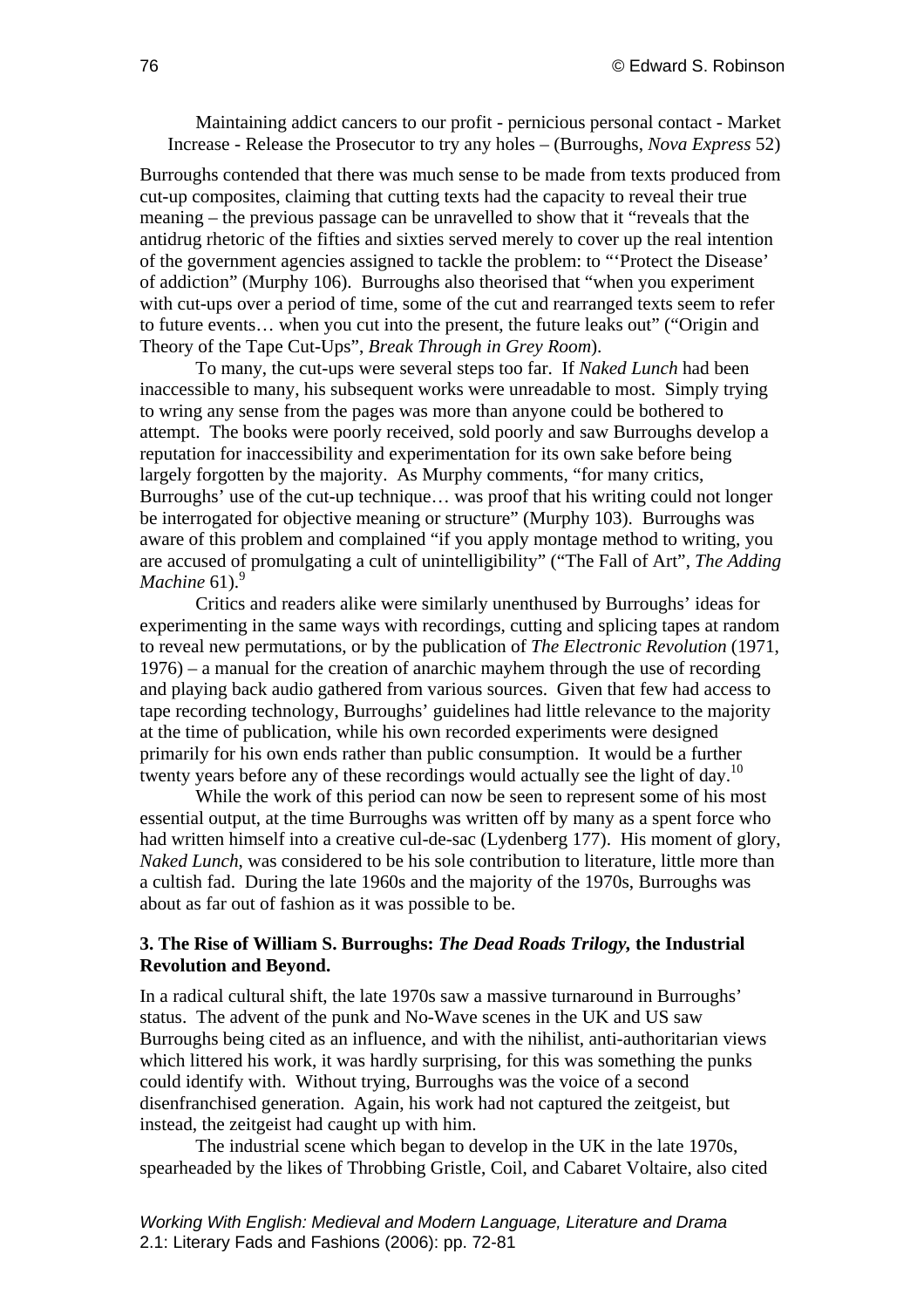> Maintaining addict cancers to our profit - pernicious personal contact - Market Increase - Release the Prosecutor to try any holes – (Burroughs, *Nova Express* 52)

Burroughs contended that there was much sense to be made from texts produced from cut-up composites, claiming that cutting texts had the capacity to reveal their true meaning – the previous passage can be unravelled to show that it "reveals that the antidrug rhetoric of the fifties and sixties served merely to cover up the real intention of the government agencies assigned to tackle the problem: to "'Protect the Disease' of addiction" (Murphy 106). Burroughs also theorised that "when you experiment with cut-ups over a period of time, some of the cut and rearranged texts seem to refer to future events… when you cut into the present, the future leaks out" ("Origin and Theory of the Tape Cut-Ups", *Break Through in Grey Room*).

To many, the cut-ups were several steps too far. If *Naked Lunch* had been inaccessible to many, his subsequent works were unreadable to most. Simply trying to wring any sense from the pages was more than anyone could be bothered to attempt. The books were poorly received, sold poorly and saw Burroughs develop a reputation for inaccessibility and experimentation for its own sake before being largely forgotten by the majority. As Murphy comments, "for many critics, Burroughs' use of the cut-up technique… was proof that his writing could not longer be interrogated for objective meaning or structure" (Murphy 103). Burroughs was aware of this problem and complained "if you apply montage method to writing, you are accused of promulgating a cult of unintelligibility" ("The Fall of Art", *The Adding Machine* 61).[9]

Critics and readers alike were similarly unenthused by Burroughs' ideas for experimenting in the same ways with recordings, cutting and splicing tapes at random to reveal new permutations, or by the publication of *The Electronic Revolution* (1971, 1976) – a manual for the creation of anarchic mayhem through the use of recording and playing back audio gathered from various sources. Given that few had access to tape recording technology, Burroughs' guidelines had little relevance to the majority at the time of publication, while his own recorded experiments were designed primarily for his own ends rather than public consumption. It would be a further twenty years before any of these recordings would actually see the light of day.[10]

While the work of this period can now be seen to represent some of his most essential output, at the time Burroughs was written off by many as a spent force who had written himself into a creative cul-de-sac (Lydenberg 177). His moment of glory, *Naked Lunch*, was considered to be his sole contribution to literature, little more than a cultish fad. During the late 1960s and the majority of the 1970s, Burroughs was about as far out of fashion as it was possible to be.

### 3. The Rise of William S. Burroughs: *The Dead Roads Trilogy,* the Industrial Revolution and Beyond.

In a radical cultural shift, the late 1970s saw a massive turnaround in Burroughs' status. The advent of the punk and No-Wave scenes in the UK and US saw Burroughs being cited as an influence, and with the nihilist, anti-authoritarian views which littered his work, it was hardly surprising, for this was something the punks could identify with. Without trying, Burroughs was the voice of a second disenfranchised generation. Again, his work had not captured the zeitgeist, but instead, the zeitgeist had caught up with him.

The industrial scene which began to develop in the UK in the late 1970s, spearheaded by the likes of Throbbing Gristle, Coil, and Cabaret Voltaire, also cited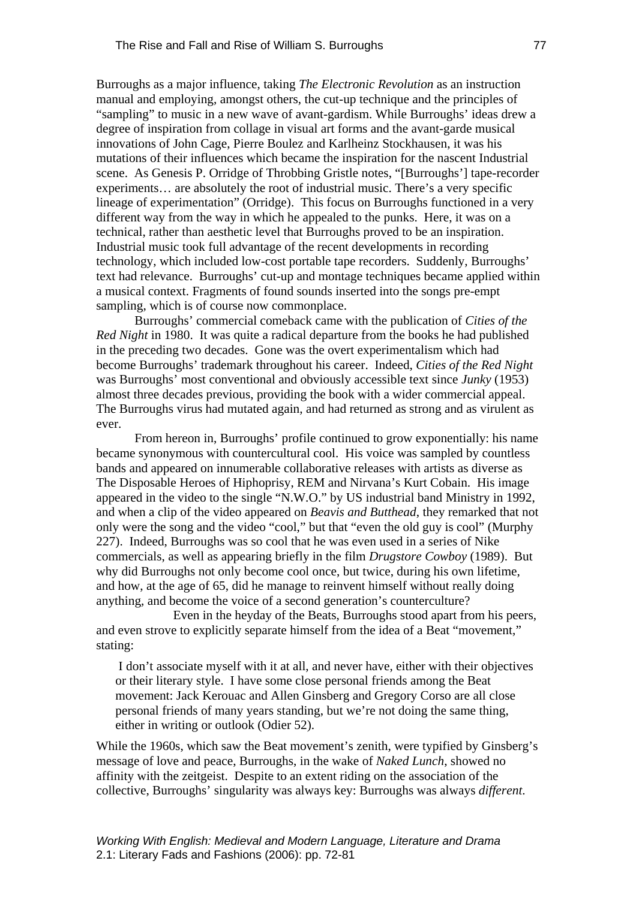Burroughs as a major influence, taking *The Electronic Revolution* as an instruction manual and employing, amongst others, the cut-up technique and the principles of "sampling" to music in a new wave of avant-gardism. While Burroughs' ideas drew a degree of inspiration from collage in visual art forms and the avant-garde musical innovations of John Cage, Pierre Boulez and Karlheinz Stockhausen, it was his mutations of their influences which became the inspiration for the nascent Industrial scene. As Genesis P. Orridge of Throbbing Gristle notes, "[Burroughs'] tape-recorder experiments… are absolutely the root of industrial music. There's a very specific lineage of experimentation" (Orridge). This focus on Burroughs functioned in a very different way from the way in which he appealed to the punks. Here, it was on a technical, rather than aesthetic level that Burroughs proved to be an inspiration. Industrial music took full advantage of the recent developments in recording technology, which included low-cost portable tape recorders. Suddenly, Burroughs' text had relevance. Burroughs' cut-up and montage techniques became applied within a musical context. Fragments of found sounds inserted into the songs pre-empt sampling, which is of course now commonplace.

Burroughs' commercial comeback came with the publication of *Cities of the Red Night* in 1980. It was quite a radical departure from the books he had published in the preceding two decades. Gone was the overt experimentalism which had become Burroughs' trademark throughout his career. Indeed, *Cities of the Red Night* was Burroughs' most conventional and obviously accessible text since *Junky* (1953) almost three decades previous, providing the book with a wider commercial appeal. The Burroughs virus had mutated again, and had returned as strong and as virulent as ever.

From hereon in, Burroughs' profile continued to grow exponentially: his name became synonymous with countercultural cool. His voice was sampled by countless bands and appeared on innumerable collaborative releases with artists as diverse as The Disposable Heroes of Hiphoprisy, REM and Nirvana's Kurt Cobain. His image appeared in the video to the single "N.W.O." by US industrial band Ministry in 1992, and when a clip of the video appeared on *Beavis and Butthead*, they remarked that not only were the song and the video "cool," but that "even the old guy is cool" (Murphy 227). Indeed, Burroughs was so cool that he was even used in a series of Nike commercials, as well as appearing briefly in the film *Drugstore Cowboy* (1989). But why did Burroughs not only become cool once, but twice, during his own lifetime, and how, at the age of 65, did he manage to reinvent himself without really doing anything, and become the voice of a second generation's counterculture?

Even in the heyday of the Beats, Burroughs stood apart from his peers, and even strove to explicitly separate himself from the idea of a Beat "movement," stating:

> I don't associate myself with it at all, and never have, either with their objectives or their literary style. I have some close personal friends among the Beat movement: Jack Kerouac and Allen Ginsberg and Gregory Corso are all close personal friends of many years standing, but we're not doing the same thing, either in writing or outlook (Odier 52).

While the 1960s, which saw the Beat movement's zenith, were typified by Ginsberg's message of love and peace, Burroughs, in the wake of *Naked Lunch*, showed no affinity with the zeitgeist. Despite to an extent riding on the association of the collective, Burroughs' singularity was always key: Burroughs was always *different*.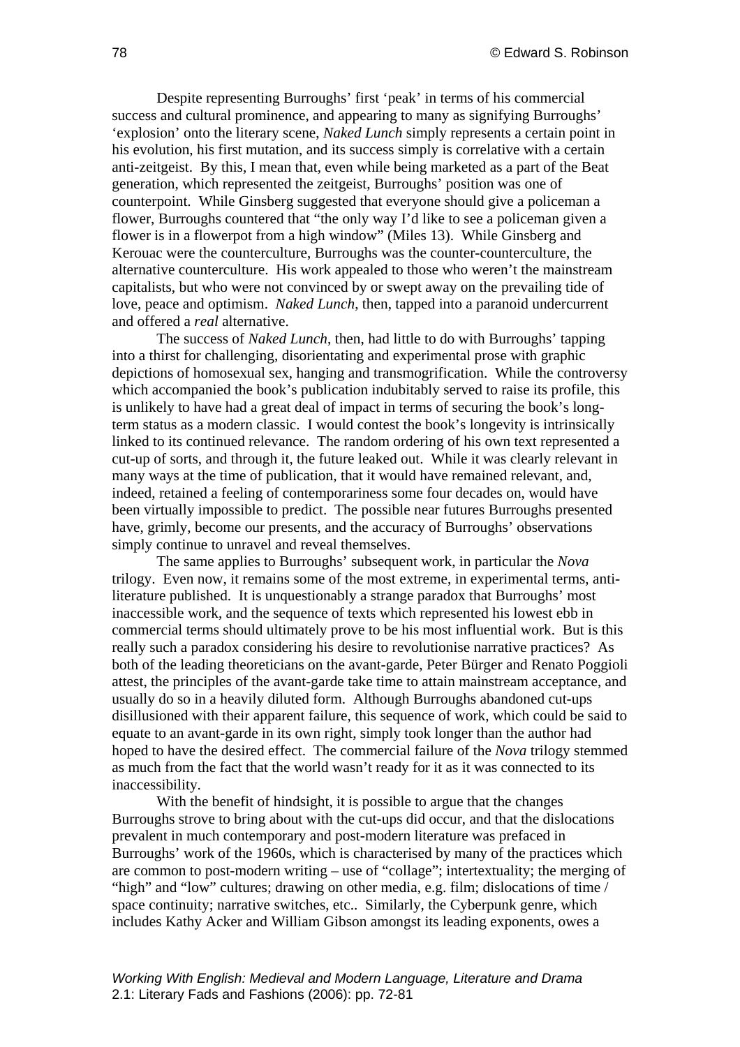Despite representing Burroughs' first 'peak' in terms of his commercial success and cultural prominence, and appearing to many as signifying Burroughs' 'explosion' onto the literary scene, *Naked Lunch* simply represents a certain point in his evolution, his first mutation, and its success simply is correlative with a certain anti-zeitgeist. By this, I mean that, even while being marketed as a part of the Beat generation, which represented the zeitgeist, Burroughs' position was one of counterpoint. While Ginsberg suggested that everyone should give a policeman a flower, Burroughs countered that "the only way I'd like to see a policeman given a flower is in a flowerpot from a high window" (Miles 13). While Ginsberg and Kerouac were the counterculture, Burroughs was the counter-counterculture, the alternative counterculture. His work appealed to those who weren't the mainstream capitalists, but who were not convinced by or swept away on the prevailing tide of love, peace and optimism. *Naked Lunch*, then, tapped into a paranoid undercurrent and offered a *real* alternative.

The success of *Naked Lunch*, then, had little to do with Burroughs' tapping into a thirst for challenging, disorientating and experimental prose with graphic depictions of homosexual sex, hanging and transmogrification. While the controversy which accompanied the book's publication indubitably served to raise its profile, this is unlikely to have had a great deal of impact in terms of securing the book's long-term status as a modern classic. I would contest the book's longevity is intrinsically linked to its continued relevance. The random ordering of his own text represented a cut-up of sorts, and through it, the future leaked out. While it was clearly relevant in many ways at the time of publication, that it would have remained relevant, and, indeed, retained a feeling of contemporariness some four decades on, would have been virtually impossible to predict. The possible near futures Burroughs presented have, grimly, become our presents, and the accuracy of Burroughs' observations simply continue to unravel and reveal themselves.

The same applies to Burroughs' subsequent work, in particular the *Nova* trilogy. Even now, it remains some of the most extreme, in experimental terms, anti-literature published. It is unquestionably a strange paradox that Burroughs' most inaccessible work, and the sequence of texts which represented his lowest ebb in commercial terms should ultimately prove to be his most influential work. But is this really such a paradox considering his desire to revolutionise narrative practices? As both of the leading theoreticians on the avant-garde, Peter Bürger and Renato Poggioli attest, the principles of the avant-garde take time to attain mainstream acceptance, and usually do so in a heavily diluted form. Although Burroughs abandoned cut-ups disillusioned with their apparent failure, this sequence of work, which could be said to equate to an avant-garde in its own right, simply took longer than the author had hoped to have the desired effect. The commercial failure of the *Nova* trilogy stemmed as much from the fact that the world wasn't ready for it as it was connected to its inaccessibility.

With the benefit of hindsight, it is possible to argue that the changes Burroughs strove to bring about with the cut-ups did occur, and that the dislocations prevalent in much contemporary and post-modern literature was prefaced in Burroughs' work of the 1960s, which is characterised by many of the practices which are common to post-modern writing – use of "collage"; intertextuality; the merging of "high" and "low" cultures; drawing on other media, e.g. film; dislocations of time / space continuity; narrative switches, etc.. Similarly, the Cyberpunk genre, which includes Kathy Acker and William Gibson amongst its leading exponents, owes a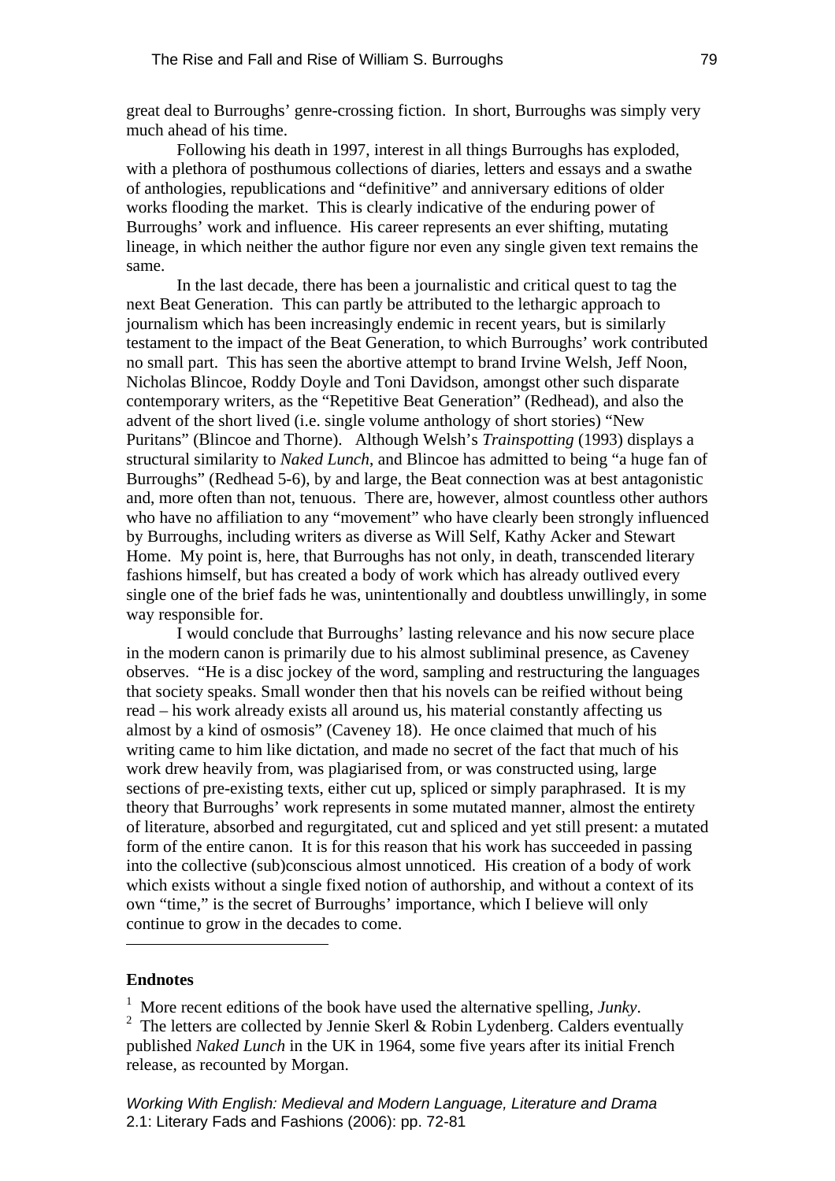great deal to Burroughs' genre-crossing fiction. In short, Burroughs was simply very much ahead of his time.

Following his death in 1997, interest in all things Burroughs has exploded, with a plethora of posthumous collections of diaries, letters and essays and a swathe of anthologies, republications and "definitive" and anniversary editions of older works flooding the market. This is clearly indicative of the enduring power of Burroughs' work and influence. His career represents an ever shifting, mutating lineage, in which neither the author figure nor even any single given text remains the same.

In the last decade, there has been a journalistic and critical quest to tag the next Beat Generation. This can partly be attributed to the lethargic approach to journalism which has been increasingly endemic in recent years, but is similarly testament to the impact of the Beat Generation, to which Burroughs' work contributed no small part. This has seen the abortive attempt to brand Irvine Welsh, Jeff Noon, Nicholas Blincoe, Roddy Doyle and Toni Davidson, amongst other such disparate contemporary writers, as the "Repetitive Beat Generation" (Redhead), and also the advent of the short lived (i.e. single volume anthology of short stories) "New Puritans" (Blincoe and Thorne). Although Welsh's *Trainspotting* (1993) displays a structural similarity to *Naked Lunch*, and Blincoe has admitted to being "a huge fan of Burroughs" (Redhead 5-6), by and large, the Beat connection was at best antagonistic and, more often than not, tenuous. There are, however, almost countless other authors who have no affiliation to any "movement" who have clearly been strongly influenced by Burroughs, including writers as diverse as Will Self, Kathy Acker and Stewart Home. My point is, here, that Burroughs has not only, in death, transcended literary fashions himself, but has created a body of work which has already outlived every single one of the brief fads he was, unintentionally and doubtless unwillingly, in some way responsible for.

I would conclude that Burroughs' lasting relevance and his now secure place in the modern canon is primarily due to his almost subliminal presence, as Caveney observes. "He is a disc jockey of the word, sampling and restructuring the languages that society speaks. Small wonder then that his novels can be reified without being read – his work already exists all around us, his material constantly affecting us almost by a kind of osmosis" (Caveney 18). He once claimed that much of his writing came to him like dictation, and made no secret of the fact that much of his work drew heavily from, was plagiarised from, or was constructed using, large sections of pre-existing texts, either cut up, spliced or simply paraphrased. It is my theory that Burroughs' work represents in some mutated manner, almost the entirety of literature, absorbed and regurgitated, cut and spliced and yet still present: a mutated form of the entire canon. It is for this reason that his work has succeeded in passing into the collective (sub)conscious almost unnoticed. His creation of a body of work which exists without a single fixed notion of authorship, and without a context of its own "time," is the secret of Burroughs' importance, which I believe will only continue to grow in the decades to come.

---

**Endnotes**

[1] More recent editions of the book have used the alternative spelling, *Junky*.

[2] The letters are collected by Jennie Skerl & Robin Lydenberg. Calders eventually published *Naked Lunch* in the UK in 1964, some five years after its initial French release, as recounted by Morgan.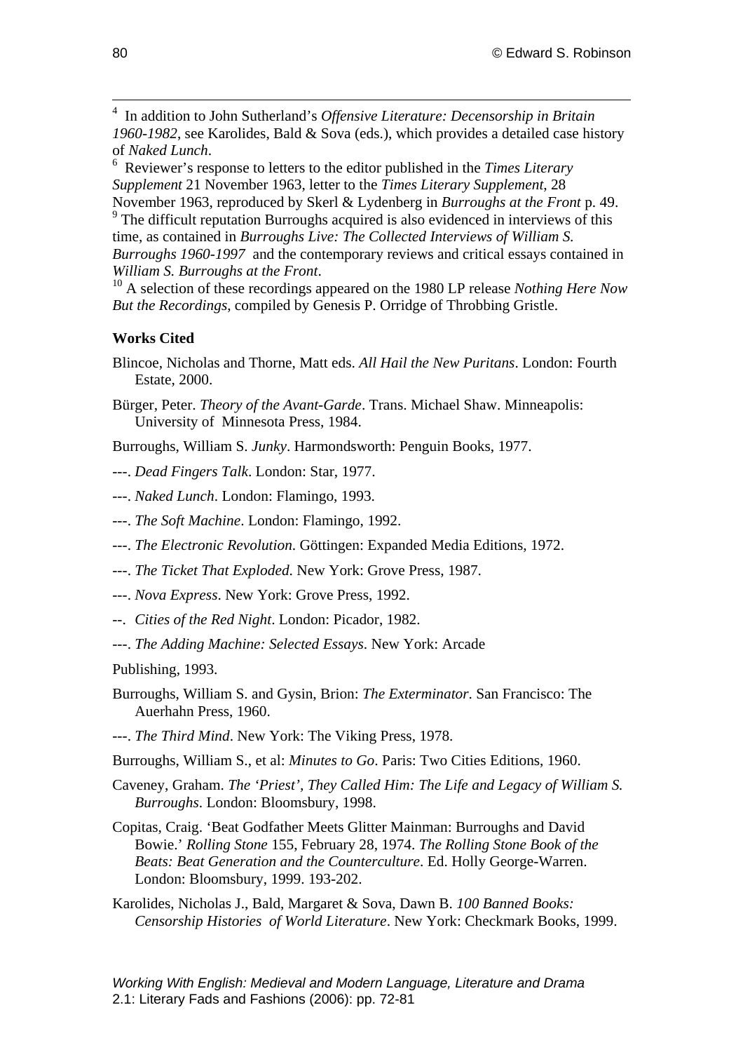[4] In addition to John Sutherland's *Offensive Literature: Decensorship in Britain 1960-1982*, see Karolides, Bald & Sova (eds.), which provides a detailed case history of *Naked Lunch*.

[6] Reviewer's response to letters to the editor published in the *Times Literary Supplement* 21 November 1963, letter to the *Times Literary Supplement*, 28 November 1963, reproduced by Skerl & Lydenberg in *Burroughs at the Front* p. 49.

[9] The difficult reputation Burroughs acquired is also evidenced in interviews of this time, as contained in *Burroughs Live: The Collected Interviews of William S. Burroughs 1960-1997* and the contemporary reviews and critical essays contained in *William S. Burroughs at the Front*.

[10] A selection of these recordings appeared on the 1980 LP release *Nothing Here Now But the Recordings*, compiled by Genesis P. Orridge of Throbbing Gristle.

**Works Cited**

Blincoe, Nicholas and Thorne, Matt eds. *All Hail the New Puritans*. London: Fourth Estate, 2000.

Bürger, Peter. *Theory of the Avant-Garde*. Trans. Michael Shaw. Minneapolis: University of Minnesota Press, 1984.

Burroughs, William S. *Junky*. Harmondsworth: Penguin Books, 1977.

---. *Dead Fingers Talk*. London: Star, 1977.

---. *Naked Lunch*. London: Flamingo, 1993.

---. *The Soft Machine*. London: Flamingo, 1992.

---. *The Electronic Revolution*. Göttingen: Expanded Media Editions, 1972.

---. *The Ticket That Exploded*. New York: Grove Press, 1987.

---. *Nova Express*. New York: Grove Press, 1992.

--. *Cities of the Red Night*. London: Picador, 1982.

---. *The Adding Machine: Selected Essays*. New York: Arcade

Publishing, 1993.

Burroughs, William S. and Gysin, Brion: *The Exterminator*. San Francisco: The Auerhahn Press, 1960.

---. *The Third Mind*. New York: The Viking Press, 1978.

Burroughs, William S., et al: *Minutes to Go*. Paris: Two Cities Editions, 1960.

Caveney, Graham. *The 'Priest', They Called Him: The Life and Legacy of William S. Burroughs*. London: Bloomsbury, 1998.

Copitas, Craig. 'Beat Godfather Meets Glitter Mainman: Burroughs and David Bowie.' *Rolling Stone* 155, February 28, 1974. *The Rolling Stone Book of the Beats: Beat Generation and the Counterculture*. Ed. Holly George-Warren. London: Bloomsbury, 1999. 193-202.

Karolides, Nicholas J., Bald, Margaret & Sova, Dawn B. *100 Banned Books: Censorship Histories of World Literature*. New York: Checkmark Books, 1999.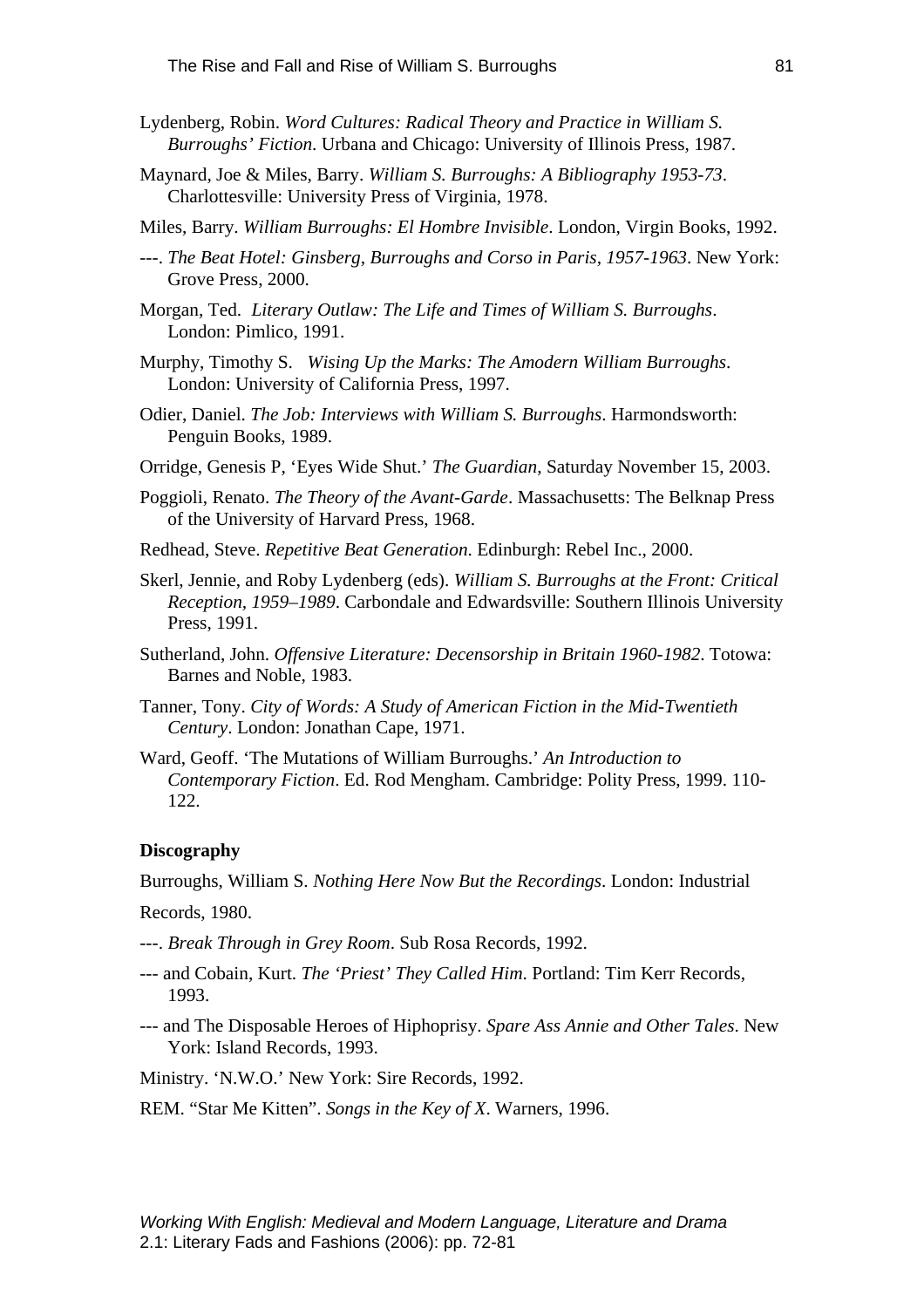Lydenberg, Robin. *Word Cultures: Radical Theory and Practice in William S. Burroughs' Fiction*. Urbana and Chicago: University of Illinois Press, 1987.

Maynard, Joe & Miles, Barry. *William S. Burroughs: A Bibliography 1953-73*. Charlottesville: University Press of Virginia, 1978.

Miles, Barry. *William Burroughs: El Hombre Invisible*. London, Virgin Books, 1992.

---. *The Beat Hotel: Ginsberg, Burroughs and Corso in Paris, 1957-1963*. New York: Grove Press, 2000.

Morgan, Ted. *Literary Outlaw: The Life and Times of William S. Burroughs*. London: Pimlico, 1991.

Murphy, Timothy S. *Wising Up the Marks: The Amodern William Burroughs*. London: University of California Press, 1997.

Odier, Daniel. *The Job: Interviews with William S. Burroughs*. Harmondsworth: Penguin Books, 1989.

Orridge, Genesis P, 'Eyes Wide Shut.' *The Guardian*, Saturday November 15, 2003.

Poggioli, Renato. *The Theory of the Avant-Garde*. Massachusetts: The Belknap Press of the University of Harvard Press, 1968.

Redhead, Steve. *Repetitive Beat Generation*. Edinburgh: Rebel Inc., 2000.

Skerl, Jennie, and Roby Lydenberg (eds). *William S. Burroughs at the Front: Critical Reception, 1959–1989*. Carbondale and Edwardsville: Southern Illinois University Press, 1991.

Sutherland, John. *Offensive Literature: Decensorship in Britain 1960-1982*. Totowa: Barnes and Noble, 1983.

Tanner, Tony. *City of Words: A Study of American Fiction in the Mid-Twentieth Century*. London: Jonathan Cape, 1971.

Ward, Geoff. 'The Mutations of William Burroughs.' *An Introduction to Contemporary Fiction*. Ed. Rod Mengham. Cambridge: Polity Press, 1999. 110-122.

**Discography**

Burroughs, William S. *Nothing Here Now But the Recordings*. London: Industrial Records, 1980.

---. *Break Through in Grey Room*. Sub Rosa Records, 1992.

--- and Cobain, Kurt. *The 'Priest' They Called Him*. Portland: Tim Kerr Records, 1993.

--- and The Disposable Heroes of Hiphoprisy. *Spare Ass Annie and Other Tales*. New York: Island Records, 1993.

Ministry. 'N.W.O.' New York: Sire Records, 1992.

REM. "Star Me Kitten". *Songs in the Key of X*. Warners, 1996.